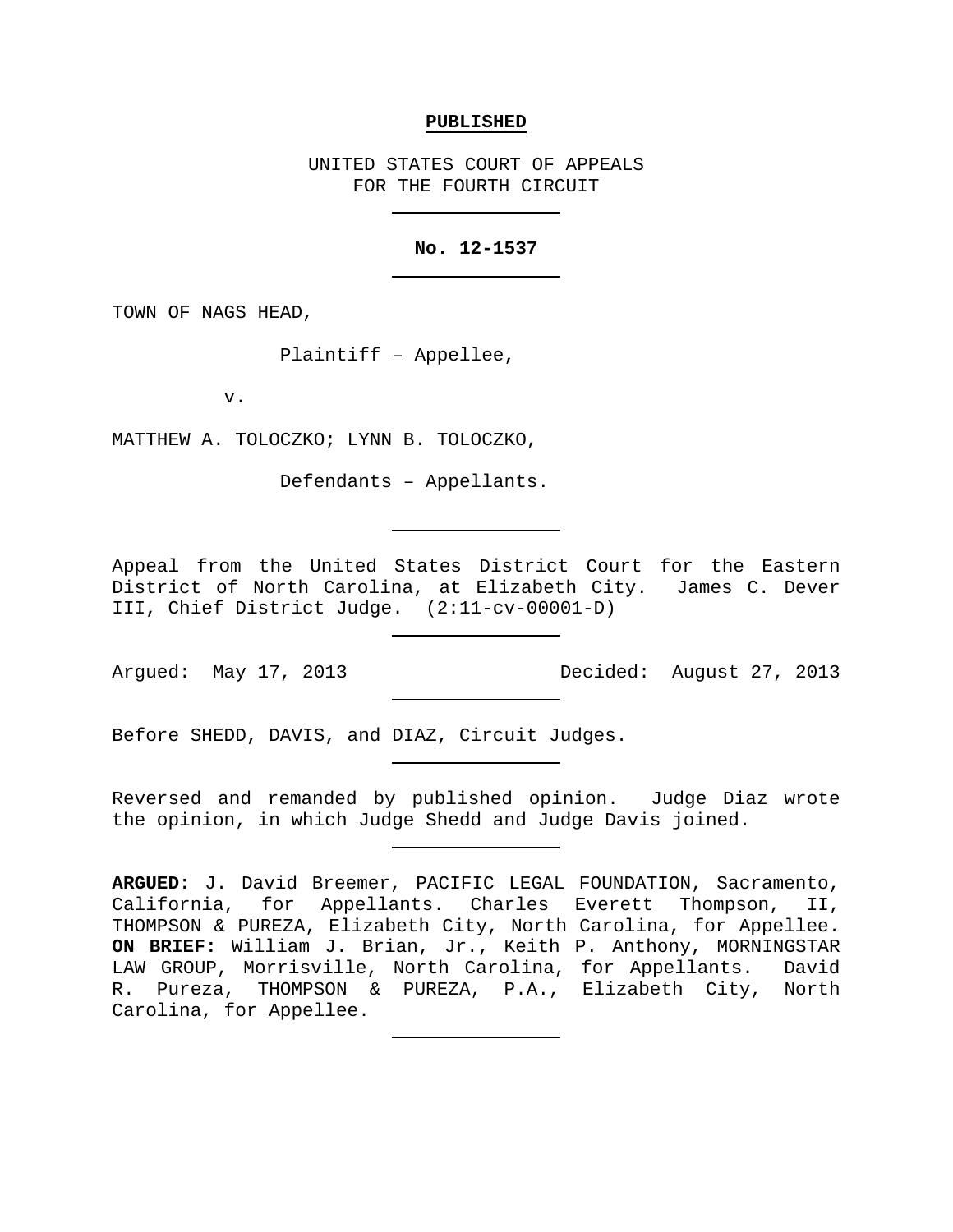**PUBLISHED**

UNITED STATES COURT OF APPEALS
FOR THE FOURTH CIRCUIT

---

**No. 12-1537**

---

TOWN OF NAGS HEAD,

Plaintiff – Appellee,

v.

MATTHEW A. TOLOCZKO; LYNN B. TOLOCZKO,

Defendants – Appellants.

---

Appeal from the United States District Court for the Eastern District of North Carolina, at Elizabeth City. James C. Dever III, Chief District Judge. (2:11-cv-00001-D)

---

Argued: May 17, 2013 Decided: August 27, 2013

---

Before SHEDD, DAVIS, and DIAZ, Circuit Judges.

---

Reversed and remanded by published opinion. Judge Diaz wrote the opinion, in which Judge Shedd and Judge Davis joined.

---

**ARGUED:** J. David Breemer, PACIFIC LEGAL FOUNDATION, Sacramento, California, for Appellants. Charles Everett Thompson, II, THOMPSON & PUREZA, Elizabeth City, North Carolina, for Appellee. **ON BRIEF:** William J. Brian, Jr., Keith P. Anthony, MORNINGSTAR LAW GROUP, Morrisville, North Carolina, for Appellants. David R. Pureza, THOMPSON & PUREZA, P.A., Elizabeth City, North Carolina, for Appellee.

---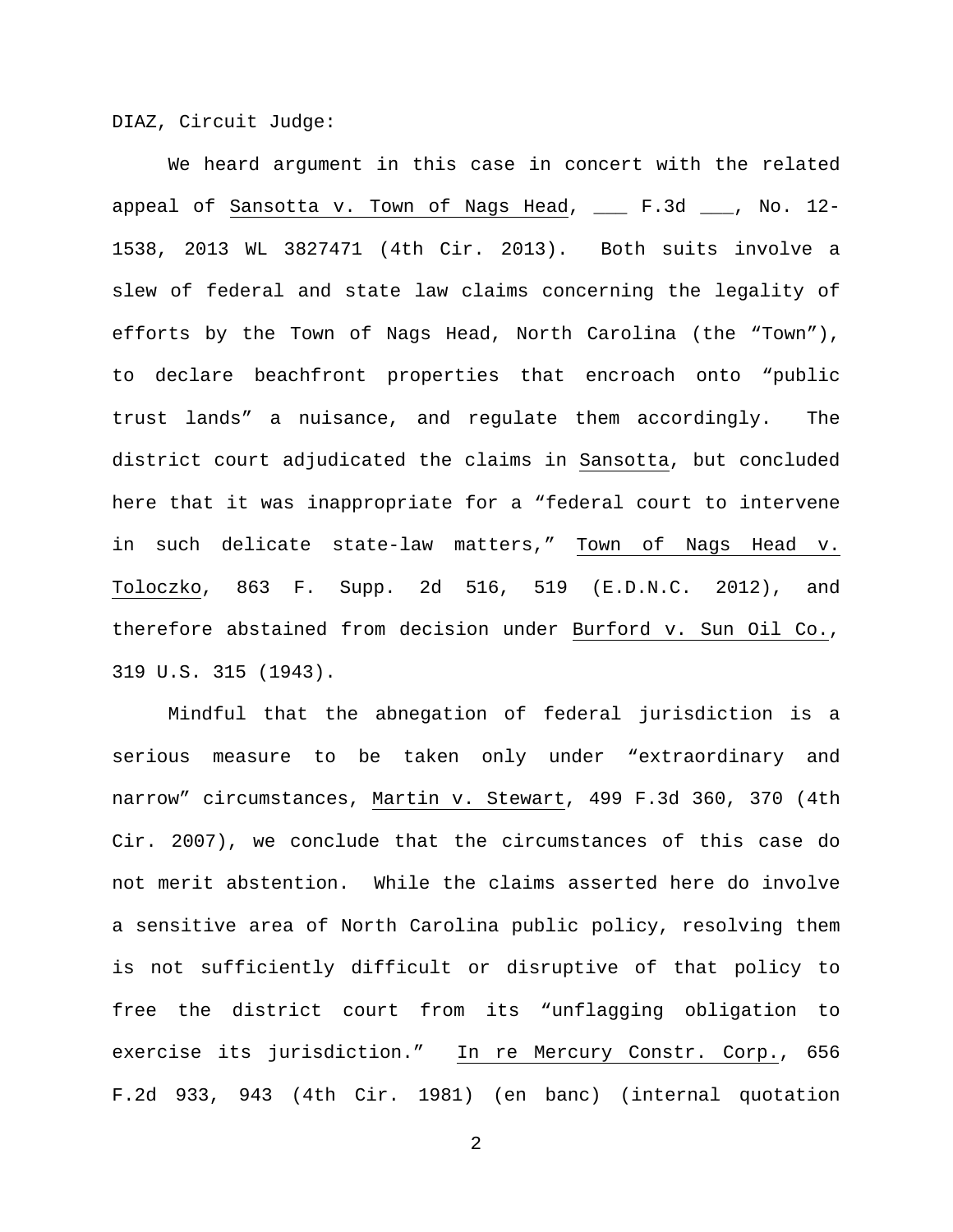DIAZ, Circuit Judge:

We heard argument in this case in concert with the related appeal of Sansotta v. Town of Nags Head, ___ F.3d ___, No. 12-1538, 2013 WL 3827471 (4th Cir. 2013). Both suits involve a slew of federal and state law claims concerning the legality of efforts by the Town of Nags Head, North Carolina (the "Town"), to declare beachfront properties that encroach onto "public trust lands" a nuisance, and regulate them accordingly. The district court adjudicated the claims in Sansotta, but concluded here that it was inappropriate for a "federal court to intervene in such delicate state-law matters," Town of Nags Head v. Toloczko, 863 F. Supp. 2d 516, 519 (E.D.N.C. 2012), and therefore abstained from decision under Burford v. Sun Oil Co., 319 U.S. 315 (1943).

Mindful that the abnegation of federal jurisdiction is a serious measure to be taken only under "extraordinary and narrow" circumstances, Martin v. Stewart, 499 F.3d 360, 370 (4th Cir. 2007), we conclude that the circumstances of this case do not merit abstention. While the claims asserted here do involve a sensitive area of North Carolina public policy, resolving them is not sufficiently difficult or disruptive of that policy to free the district court from its "unflagging obligation to exercise its jurisdiction." In re Mercury Constr. Corp., 656 F.2d 933, 943 (4th Cir. 1981) (en banc) (internal quotation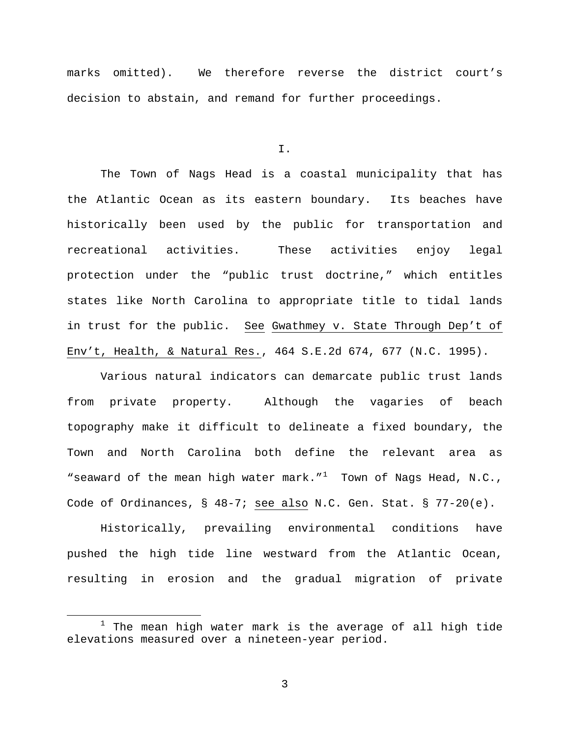marks omitted). We therefore reverse the district court's decision to abstain, and remand for further proceedings.

## I.

The Town of Nags Head is a coastal municipality that has the Atlantic Ocean as its eastern boundary. Its beaches have historically been used by the public for transportation and recreational activities. These activities enjoy legal protection under the "public trust doctrine," which entitles states like North Carolina to appropriate title to tidal lands in trust for the public. See Gwathmey v. State Through Dep't of Env't, Health, & Natural Res., 464 S.E.2d 674, 677 (N.C. 1995).

Various natural indicators can demarcate public trust lands from private property. Although the vagaries of beach topography make it difficult to delineate a fixed boundary, the Town and North Carolina both define the relevant area as "seaward of the mean high water mark."[1] Town of Nags Head, N.C., Code of Ordinances, § 48-7; see also N.C. Gen. Stat. § 77-20(e).

Historically, prevailing environmental conditions have pushed the high tide line westward from the Atlantic Ocean, resulting in erosion and the gradual migration of private

---

[1] The mean high water mark is the average of all high tide elevations measured over a nineteen-year period.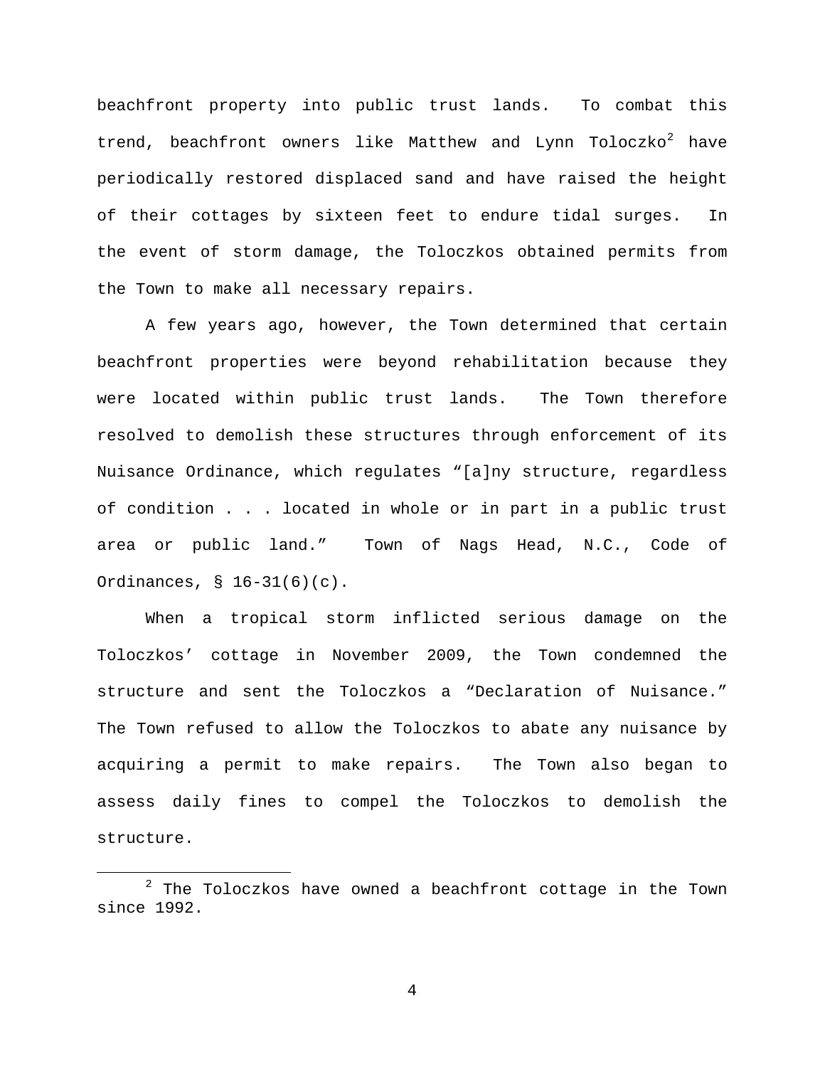beachfront property into public trust lands. To combat this trend, beachfront owners like Matthew and Lynn Toloczko[2] have periodically restored displaced sand and have raised the height of their cottages by sixteen feet to endure tidal surges. In the event of storm damage, the Toloczkos obtained permits from the Town to make all necessary repairs.

A few years ago, however, the Town determined that certain beachfront properties were beyond rehabilitation because they were located within public trust lands. The Town therefore resolved to demolish these structures through enforcement of its Nuisance Ordinance, which regulates "[a]ny structure, regardless of condition . . . located in whole or in part in a public trust area or public land." Town of Nags Head, N.C., Code of Ordinances, § 16-31(6)(c).

When a tropical storm inflicted serious damage on the Toloczkos' cottage in November 2009, the Town condemned the structure and sent the Toloczkos a "Declaration of Nuisance." The Town refused to allow the Toloczkos to abate any nuisance by acquiring a permit to make repairs. The Town also began to assess daily fines to compel the Toloczkos to demolish the structure.

---

[2] The Toloczkos have owned a beachfront cottage in the Town since 1992.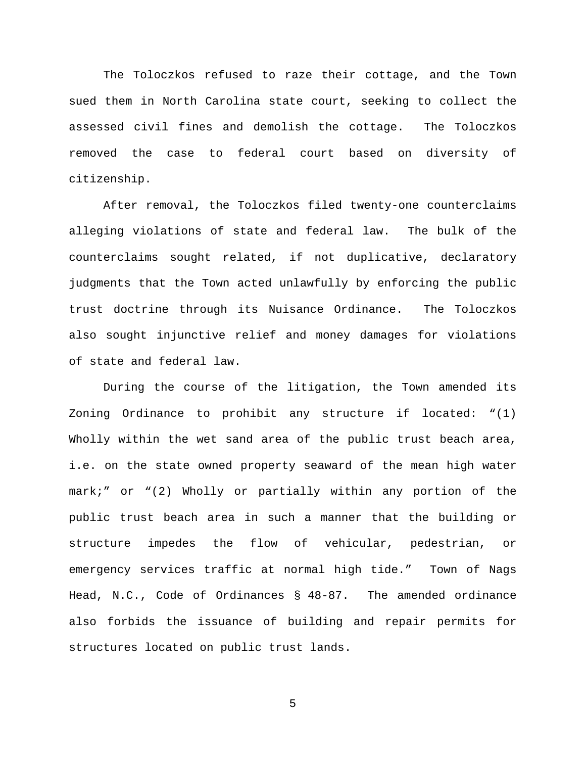The Toloczkos refused to raze their cottage, and the Town sued them in North Carolina state court, seeking to collect the assessed civil fines and demolish the cottage. The Toloczkos removed the case to federal court based on diversity of citizenship.

After removal, the Toloczkos filed twenty-one counterclaims alleging violations of state and federal law. The bulk of the counterclaims sought related, if not duplicative, declaratory judgments that the Town acted unlawfully by enforcing the public trust doctrine through its Nuisance Ordinance. The Toloczkos also sought injunctive relief and money damages for violations of state and federal law.

During the course of the litigation, the Town amended its Zoning Ordinance to prohibit any structure if located: "(1) Wholly within the wet sand area of the public trust beach area, i.e. on the state owned property seaward of the mean high water mark;" or "(2) Wholly or partially within any portion of the public trust beach area in such a manner that the building or structure impedes the flow of vehicular, pedestrian, or emergency services traffic at normal high tide." Town of Nags Head, N.C., Code of Ordinances § 48-87. The amended ordinance also forbids the issuance of building and repair permits for structures located on public trust lands.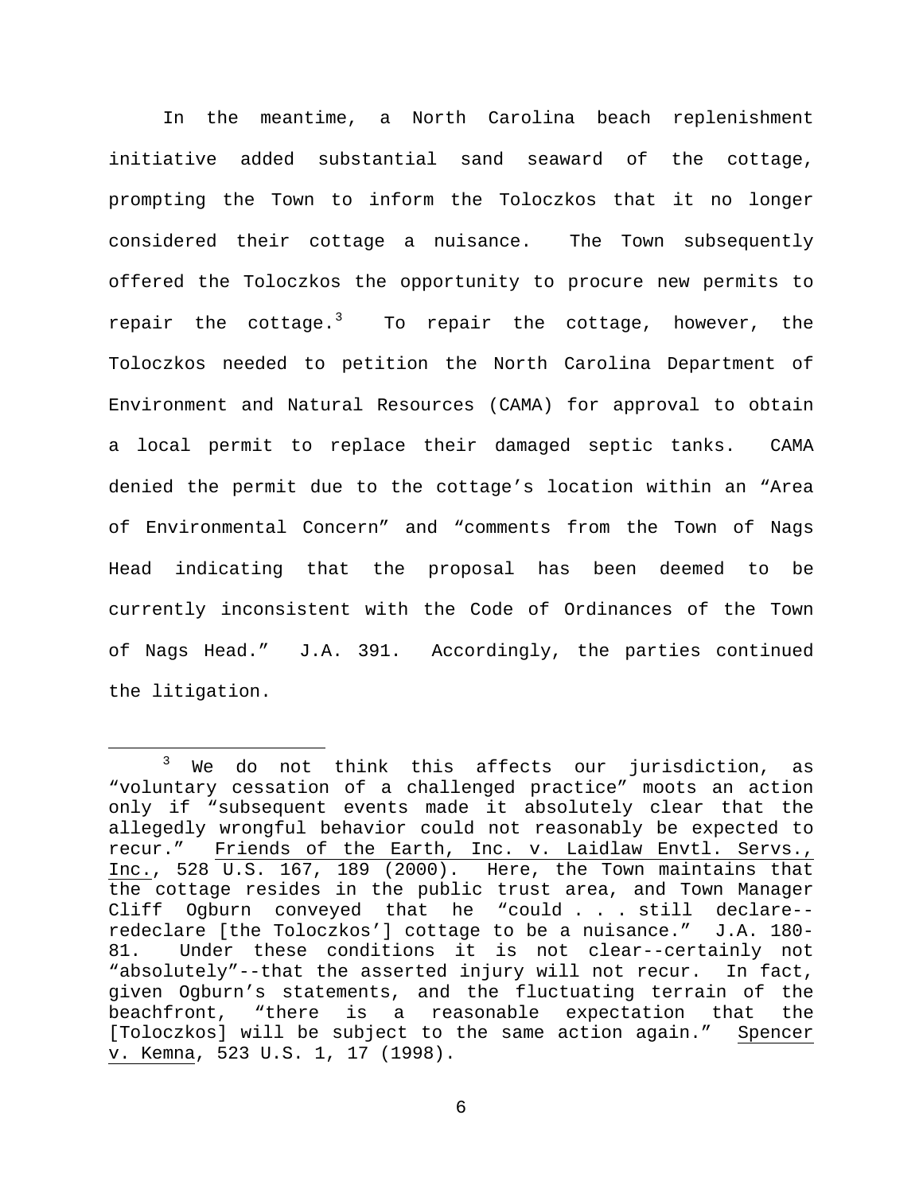In the meantime, a North Carolina beach replenishment initiative added substantial sand seaward of the cottage, prompting the Town to inform the Toloczkos that it no longer considered their cottage a nuisance. The Town subsequently offered the Toloczkos the opportunity to procure new permits to repair the cottage.[3] To repair the cottage, however, the Toloczkos needed to petition the North Carolina Department of Environment and Natural Resources (CAMA) for approval to obtain a local permit to replace their damaged septic tanks. CAMA denied the permit due to the cottage's location within an "Area of Environmental Concern" and "comments from the Town of Nags Head indicating that the proposal has been deemed to be currently inconsistent with the Code of Ordinances of the Town of Nags Head." J.A. 391. Accordingly, the parties continued the litigation.

---

[3] We do not think this affects our jurisdiction, as "voluntary cessation of a challenged practice" moots an action only if "subsequent events made it absolutely clear that the allegedly wrongful behavior could not reasonably be expected to recur." Friends of the Earth, Inc. v. Laidlaw Envtl. Servs., Inc., 528 U.S. 167, 189 (2000). Here, the Town maintains that the cottage resides in the public trust area, and Town Manager Cliff Ogburn conveyed that he "could . . . still declare--redeclare [the Toloczkos'] cottage to be a nuisance." J.A. 180-81. Under these conditions it is not clear--certainly not "absolutely"--that the asserted injury will not recur. In fact, given Ogburn's statements, and the fluctuating terrain of the beachfront, "there is a reasonable expectation that the [Toloczkos] will be subject to the same action again." Spencer v. Kemna, 523 U.S. 1, 17 (1998).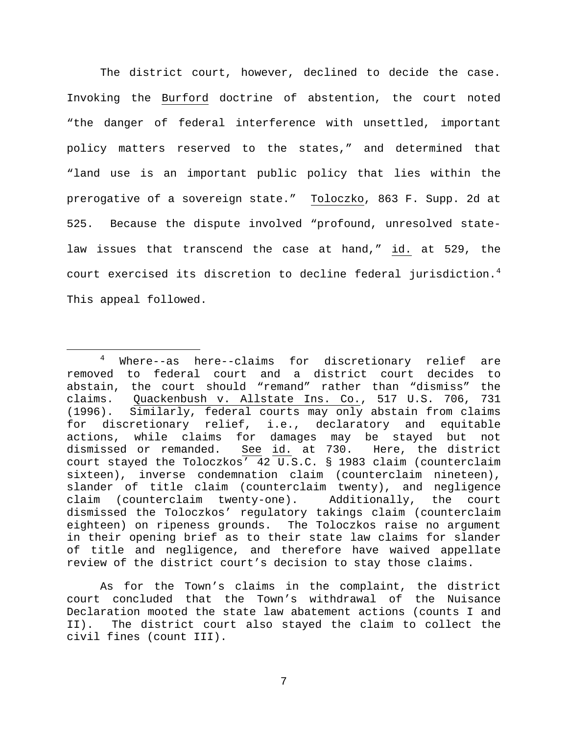The district court, however, declined to decide the case. Invoking the Burford doctrine of abstention, the court noted "the danger of federal interference with unsettled, important policy matters reserved to the states," and determined that "land use is an important public policy that lies within the prerogative of a sovereign state." Toloczko, 863 F. Supp. 2d at 525. Because the dispute involved "profound, unresolved state-law issues that transcend the case at hand," id. at 529, the court exercised its discretion to decline federal jurisdiction.[4] This appeal followed.

---

[4] Where--as here--claims for discretionary relief are removed to federal court and a district court decides to abstain, the court should "remand" rather than "dismiss" the claims. Quackenbush v. Allstate Ins. Co., 517 U.S. 706, 731 (1996). Similarly, federal courts may only abstain from claims for discretionary relief, i.e., declaratory and equitable actions, while claims for damages may be stayed but not dismissed or remanded. See id. at 730. Here, the district court stayed the Toloczkos' 42 U.S.C. § 1983 claim (counterclaim sixteen), inverse condemnation claim (counterclaim nineteen), slander of title claim (counterclaim twenty), and negligence claim (counterclaim twenty-one). Additionally, the court dismissed the Toloczkos' regulatory takings claim (counterclaim eighteen) on ripeness grounds. The Toloczkos raise no argument in their opening brief as to their state law claims for slander of title and negligence, and therefore have waived appellate review of the district court's decision to stay those claims.

As for the Town's claims in the complaint, the district court concluded that the Town's withdrawal of the Nuisance Declaration mooted the state law abatement actions (counts I and II). The district court also stayed the claim to collect the civil fines (count III).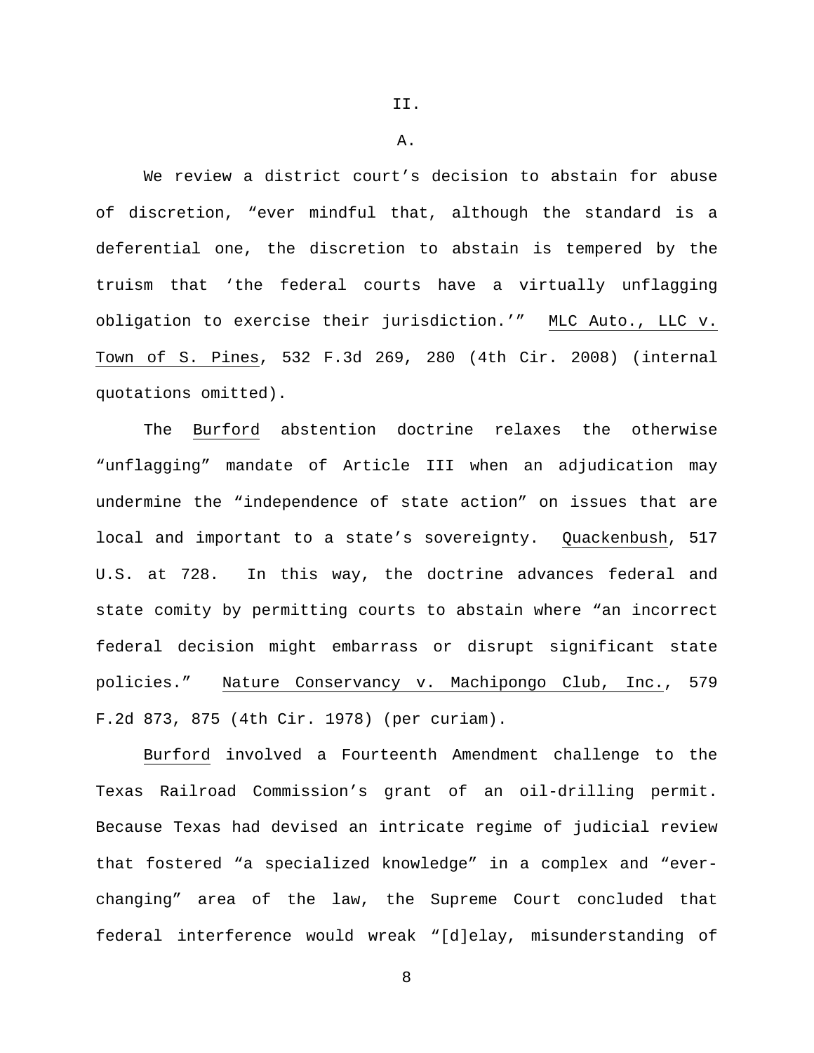II.

A.

We review a district court's decision to abstain for abuse of discretion, "ever mindful that, although the standard is a deferential one, the discretion to abstain is tempered by the truism that 'the federal courts have a virtually unflagging obligation to exercise their jurisdiction.'" MLC Auto., LLC v. Town of S. Pines, 532 F.3d 269, 280 (4th Cir. 2008) (internal quotations omitted).

The Burford abstention doctrine relaxes the otherwise "unflagging" mandate of Article III when an adjudication may undermine the "independence of state action" on issues that are local and important to a state's sovereignty. Quackenbush, 517 U.S. at 728. In this way, the doctrine advances federal and state comity by permitting courts to abstain where "an incorrect federal decision might embarrass or disrupt significant state policies." Nature Conservancy v. Machipongo Club, Inc., 579 F.2d 873, 875 (4th Cir. 1978) (per curiam).

Burford involved a Fourteenth Amendment challenge to the Texas Railroad Commission's grant of an oil-drilling permit. Because Texas had devised an intricate regime of judicial review that fostered "a specialized knowledge" in a complex and "ever-changing" area of the law, the Supreme Court concluded that federal interference would wreak "[d]elay, misunderstanding of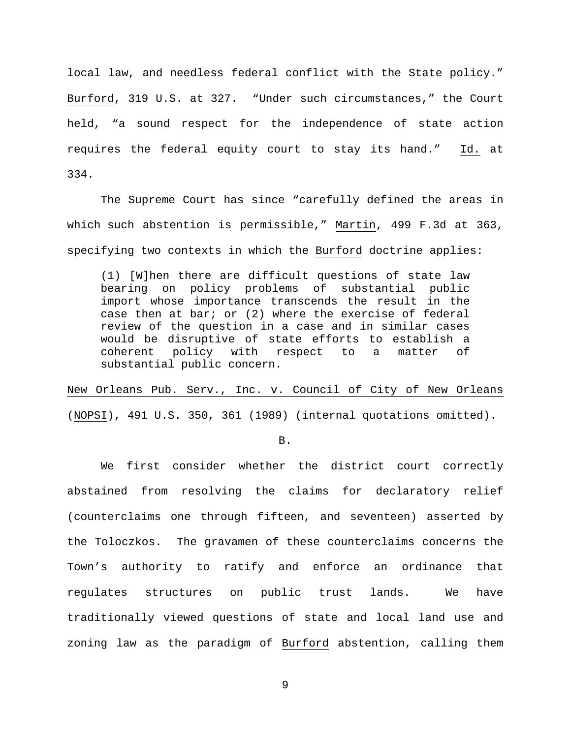local law, and needless federal conflict with the State policy." Burford, 319 U.S. at 327. "Under such circumstances," the Court held, "a sound respect for the independence of state action requires the federal equity court to stay its hand." Id. at 334.

The Supreme Court has since "carefully defined the areas in which such abstention is permissible," Martin, 499 F.3d at 363, specifying two contexts in which the Burford doctrine applies:

> (1) [W]hen there are difficult questions of state law bearing on policy problems of substantial public import whose importance transcends the result in the case then at bar; or (2) where the exercise of federal review of the question in a case and in similar cases would be disruptive of state efforts to establish a coherent policy with respect to a matter of substantial public concern.

New Orleans Pub. Serv., Inc. v. Council of City of New Orleans (NOPSI), 491 U.S. 350, 361 (1989) (internal quotations omitted).

B.

We first consider whether the district court correctly abstained from resolving the claims for declaratory relief (counterclaims one through fifteen, and seventeen) asserted by the Toloczkos. The gravamen of these counterclaims concerns the Town's authority to ratify and enforce an ordinance that regulates structures on public trust lands. We have traditionally viewed questions of state and local land use and zoning law as the paradigm of Burford abstention, calling them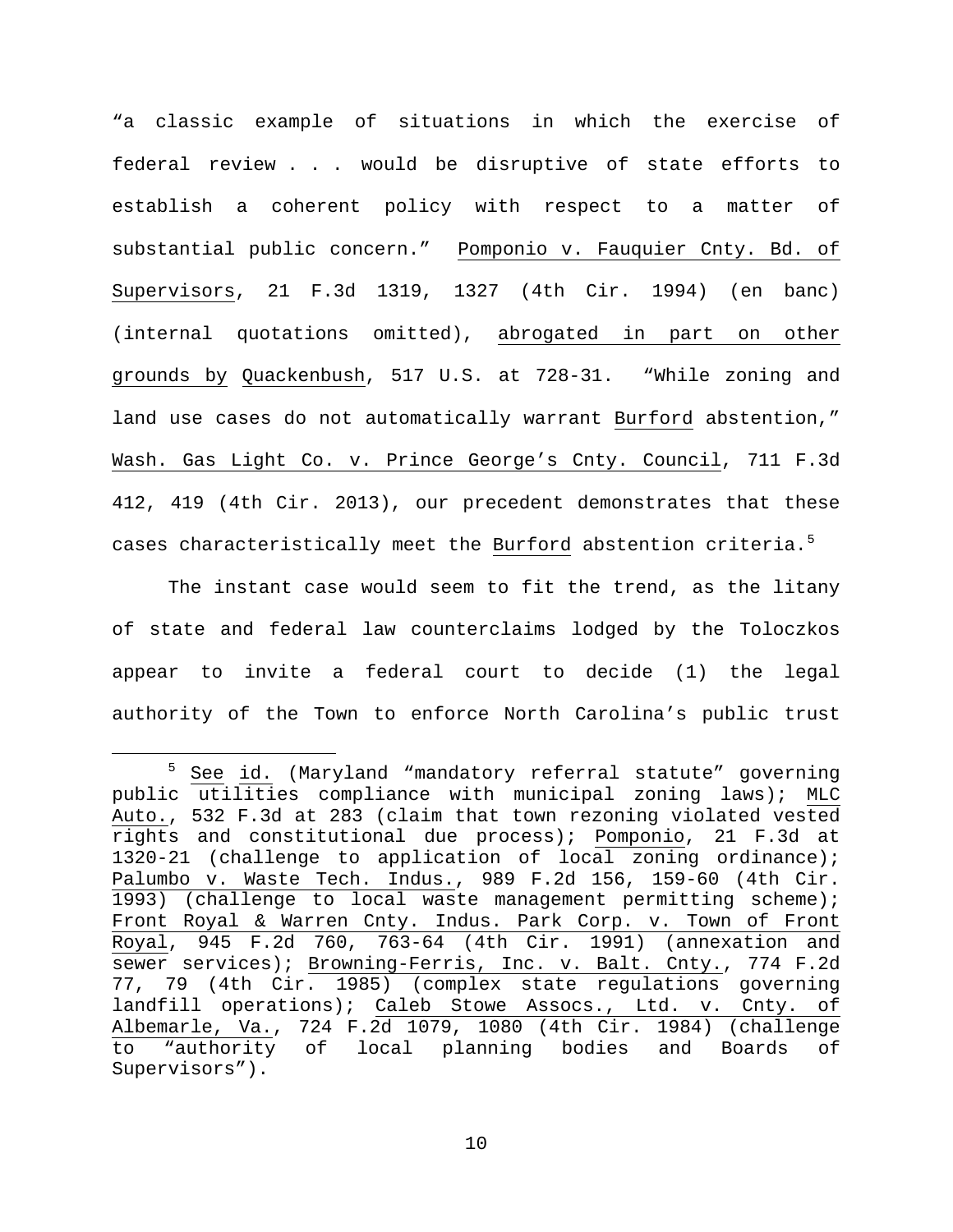"a classic example of situations in which the exercise of federal review . . . would be disruptive of state efforts to establish a coherent policy with respect to a matter of substantial public concern." Pomponio v. Fauquier Cnty. Bd. of Supervisors, 21 F.3d 1319, 1327 (4th Cir. 1994) (en banc) (internal quotations omitted), abrogated in part on other grounds by Quackenbush, 517 U.S. at 728-31. "While zoning and land use cases do not automatically warrant Burford abstention," Wash. Gas Light Co. v. Prince George's Cnty. Council, 711 F.3d 412, 419 (4th Cir. 2013), our precedent demonstrates that these cases characteristically meet the Burford abstention criteria.[5]

The instant case would seem to fit the trend, as the litany of state and federal law counterclaims lodged by the Toloczkos appear to invite a federal court to decide (1) the legal authority of the Town to enforce North Carolina's public trust

[5] See id. (Maryland "mandatory referral statute" governing public utilities compliance with municipal zoning laws); MLC Auto., 532 F.3d at 283 (claim that town rezoning violated vested rights and constitutional due process); Pomponio, 21 F.3d at 1320-21 (challenge to application of local zoning ordinance); Palumbo v. Waste Tech. Indus., 989 F.2d 156, 159-60 (4th Cir. 1993) (challenge to local waste management permitting scheme); Front Royal & Warren Cnty. Indus. Park Corp. v. Town of Front Royal, 945 F.2d 760, 763-64 (4th Cir. 1991) (annexation and sewer services); Browning-Ferris, Inc. v. Balt. Cnty., 774 F.2d 77, 79 (4th Cir. 1985) (complex state regulations governing landfill operations); Caleb Stowe Assocs., Ltd. v. Cnty. of Albemarle, Va., 724 F.2d 1079, 1080 (4th Cir. 1984) (challenge to "authority of local planning bodies and Boards of Supervisors").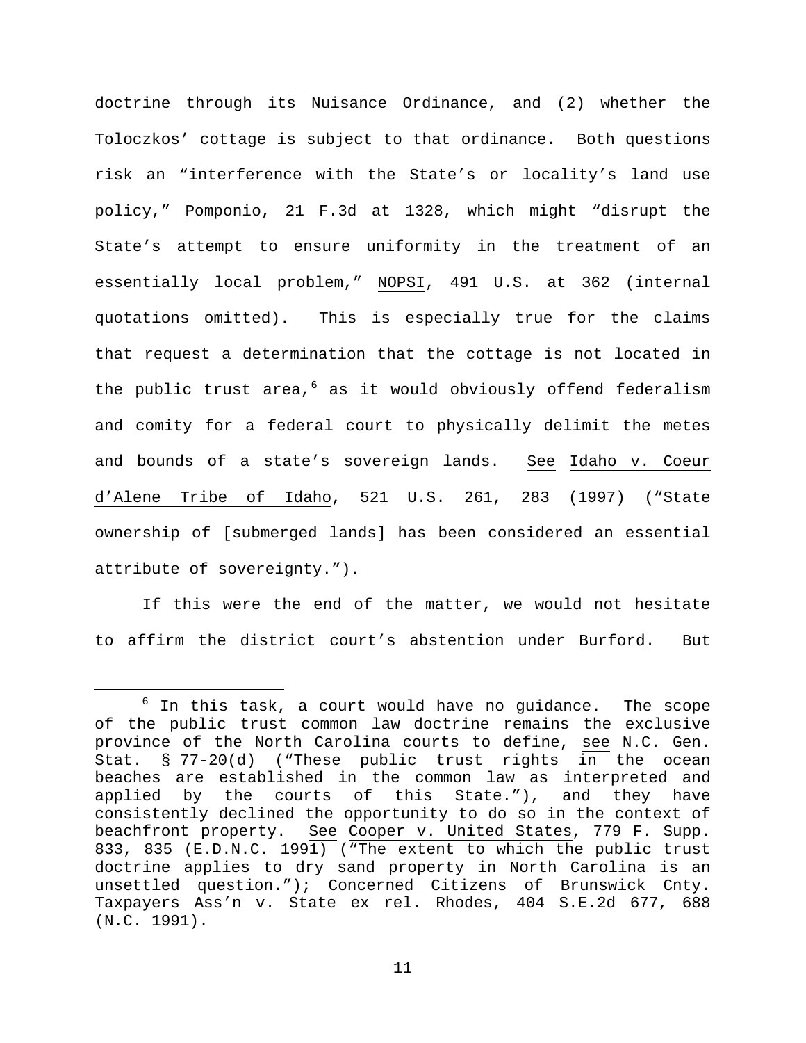doctrine through its Nuisance Ordinance, and (2) whether the Toloczkos' cottage is subject to that ordinance. Both questions risk an "interference with the State's or locality's land use policy," Pomponio, 21 F.3d at 1328, which might "disrupt the State's attempt to ensure uniformity in the treatment of an essentially local problem," NOPSI, 491 U.S. at 362 (internal quotations omitted). This is especially true for the claims that request a determination that the cottage is not located in the public trust area,[6] as it would obviously offend federalism and comity for a federal court to physically delimit the metes and bounds of a state's sovereign lands. See Idaho v. Coeur d'Alene Tribe of Idaho, 521 U.S. 261, 283 (1997) ("State ownership of [submerged lands] has been considered an essential attribute of sovereignty.").

If this were the end of the matter, we would not hesitate to affirm the district court's abstention under Burford. But

[6] In this task, a court would have no guidance. The scope of the public trust common law doctrine remains the exclusive province of the North Carolina courts to define, see N.C. Gen. Stat. § 77-20(d) ("These public trust rights in the ocean beaches are established in the common law as interpreted and applied by the courts of this State."), and they have consistently declined the opportunity to do so in the context of beachfront property. See Cooper v. United States, 779 F. Supp. 833, 835 (E.D.N.C. 1991) ("The extent to which the public trust doctrine applies to dry sand property in North Carolina is an unsettled question."); Concerned Citizens of Brunswick Cnty. Taxpayers Ass'n v. State ex rel. Rhodes, 404 S.E.2d 677, 688 (N.C. 1991).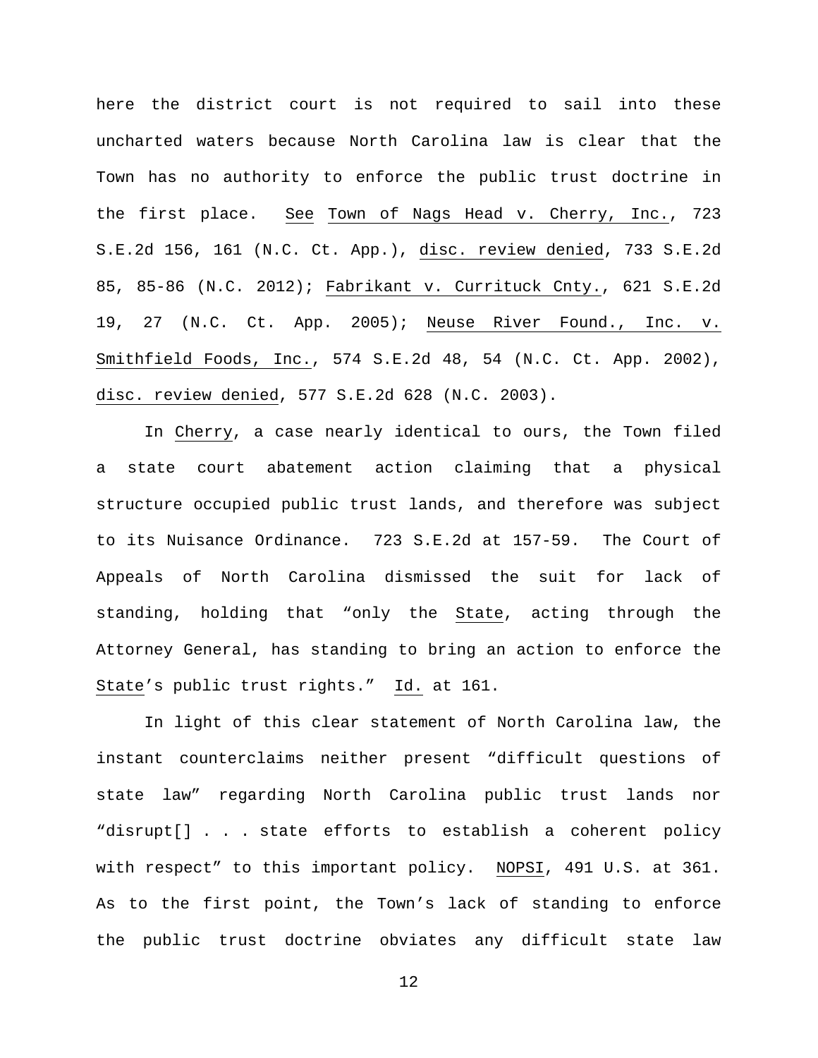here the district court is not required to sail into these uncharted waters because North Carolina law is clear that the Town has no authority to enforce the public trust doctrine in the first place. See Town of Nags Head v. Cherry, Inc., 723 S.E.2d 156, 161 (N.C. Ct. App.), disc. review denied, 733 S.E.2d 85, 85-86 (N.C. 2012); Fabrikant v. Currituck Cnty., 621 S.E.2d 19, 27 (N.C. Ct. App. 2005); Neuse River Found., Inc. v. Smithfield Foods, Inc., 574 S.E.2d 48, 54 (N.C. Ct. App. 2002), disc. review denied, 577 S.E.2d 628 (N.C. 2003).

In Cherry, a case nearly identical to ours, the Town filed a state court abatement action claiming that a physical structure occupied public trust lands, and therefore was subject to its Nuisance Ordinance. 723 S.E.2d at 157-59. The Court of Appeals of North Carolina dismissed the suit for lack of standing, holding that "only the State, acting through the Attorney General, has standing to bring an action to enforce the State's public trust rights." Id. at 161.

In light of this clear statement of North Carolina law, the instant counterclaims neither present "difficult questions of state law" regarding North Carolina public trust lands nor "disrupt[] . . . state efforts to establish a coherent policy with respect" to this important policy. NOPSI, 491 U.S. at 361. As to the first point, the Town's lack of standing to enforce the public trust doctrine obviates any difficult state law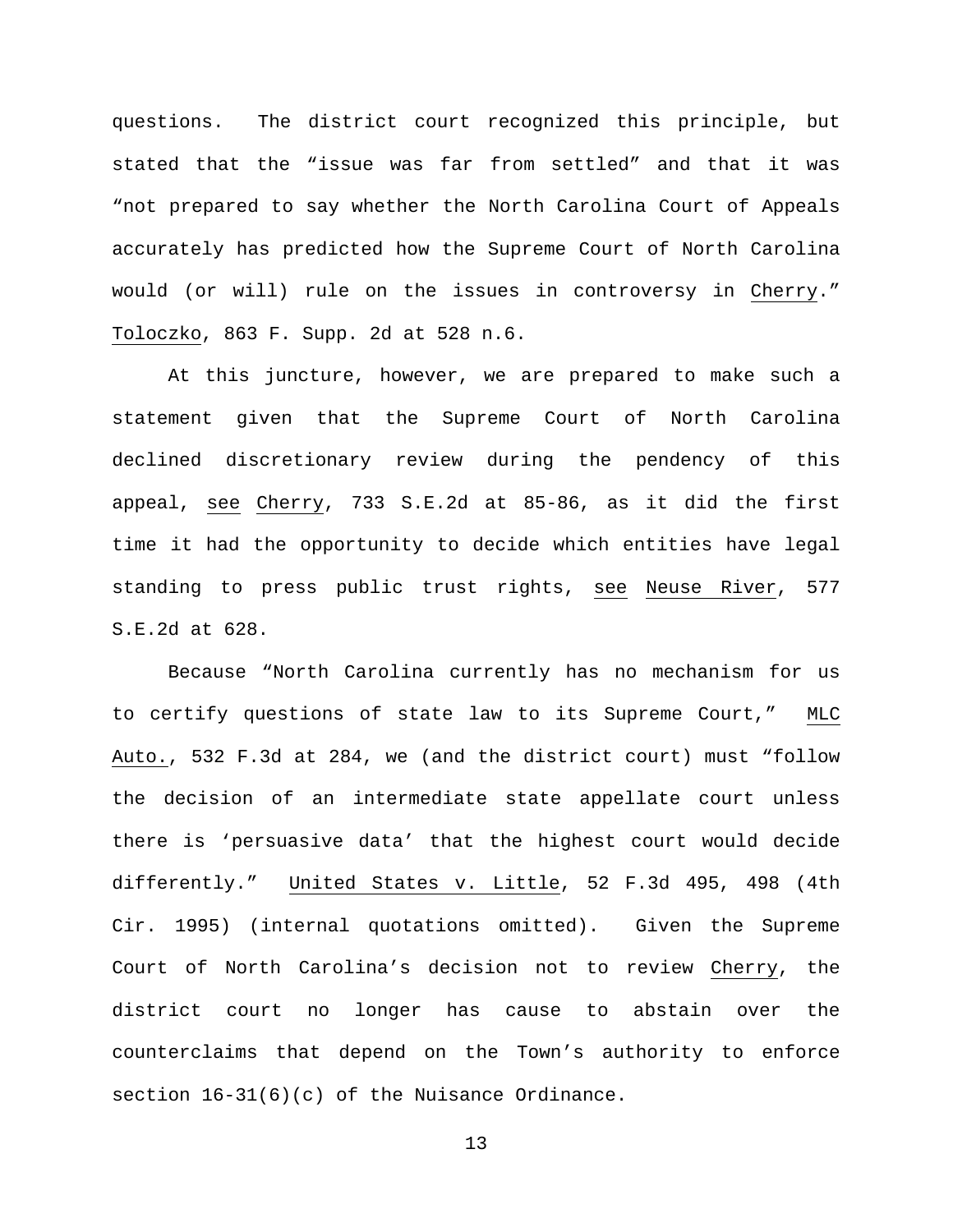questions. The district court recognized this principle, but stated that the "issue was far from settled" and that it was "not prepared to say whether the North Carolina Court of Appeals accurately has predicted how the Supreme Court of North Carolina would (or will) rule on the issues in controversy in Cherry." Toloczko, 863 F. Supp. 2d at 528 n.6.

At this juncture, however, we are prepared to make such a statement given that the Supreme Court of North Carolina declined discretionary review during the pendency of this appeal, see Cherry, 733 S.E.2d at 85-86, as it did the first time it had the opportunity to decide which entities have legal standing to press public trust rights, see Neuse River, 577 S.E.2d at 628.

Because "North Carolina currently has no mechanism for us to certify questions of state law to its Supreme Court," MLC Auto., 532 F.3d at 284, we (and the district court) must "follow the decision of an intermediate state appellate court unless there is 'persuasive data' that the highest court would decide differently." United States v. Little, 52 F.3d 495, 498 (4th Cir. 1995) (internal quotations omitted). Given the Supreme Court of North Carolina's decision not to review Cherry, the district court no longer has cause to abstain over the counterclaims that depend on the Town's authority to enforce section 16-31(6)(c) of the Nuisance Ordinance.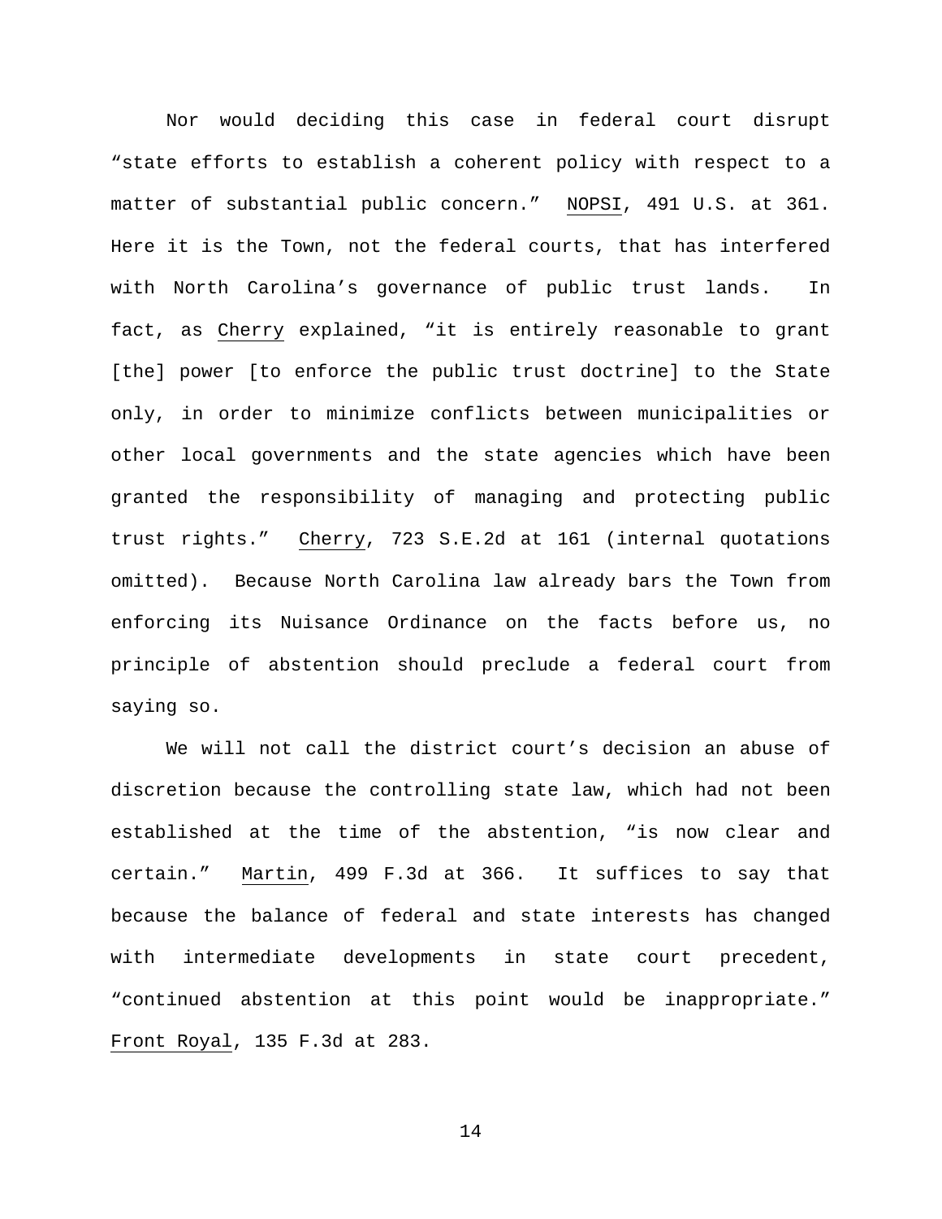Nor would deciding this case in federal court disrupt "state efforts to establish a coherent policy with respect to a matter of substantial public concern." NOPSI, 491 U.S. at 361. Here it is the Town, not the federal courts, that has interfered with North Carolina's governance of public trust lands. In fact, as Cherry explained, "it is entirely reasonable to grant [the] power [to enforce the public trust doctrine] to the State only, in order to minimize conflicts between municipalities or other local governments and the state agencies which have been granted the responsibility of managing and protecting public trust rights." Cherry, 723 S.E.2d at 161 (internal quotations omitted). Because North Carolina law already bars the Town from enforcing its Nuisance Ordinance on the facts before us, no principle of abstention should preclude a federal court from saying so.

We will not call the district court's decision an abuse of discretion because the controlling state law, which had not been established at the time of the abstention, "is now clear and certain." Martin, 499 F.3d at 366. It suffices to say that because the balance of federal and state interests has changed with intermediate developments in state court precedent, "continued abstention at this point would be inappropriate." Front Royal, 135 F.3d at 283.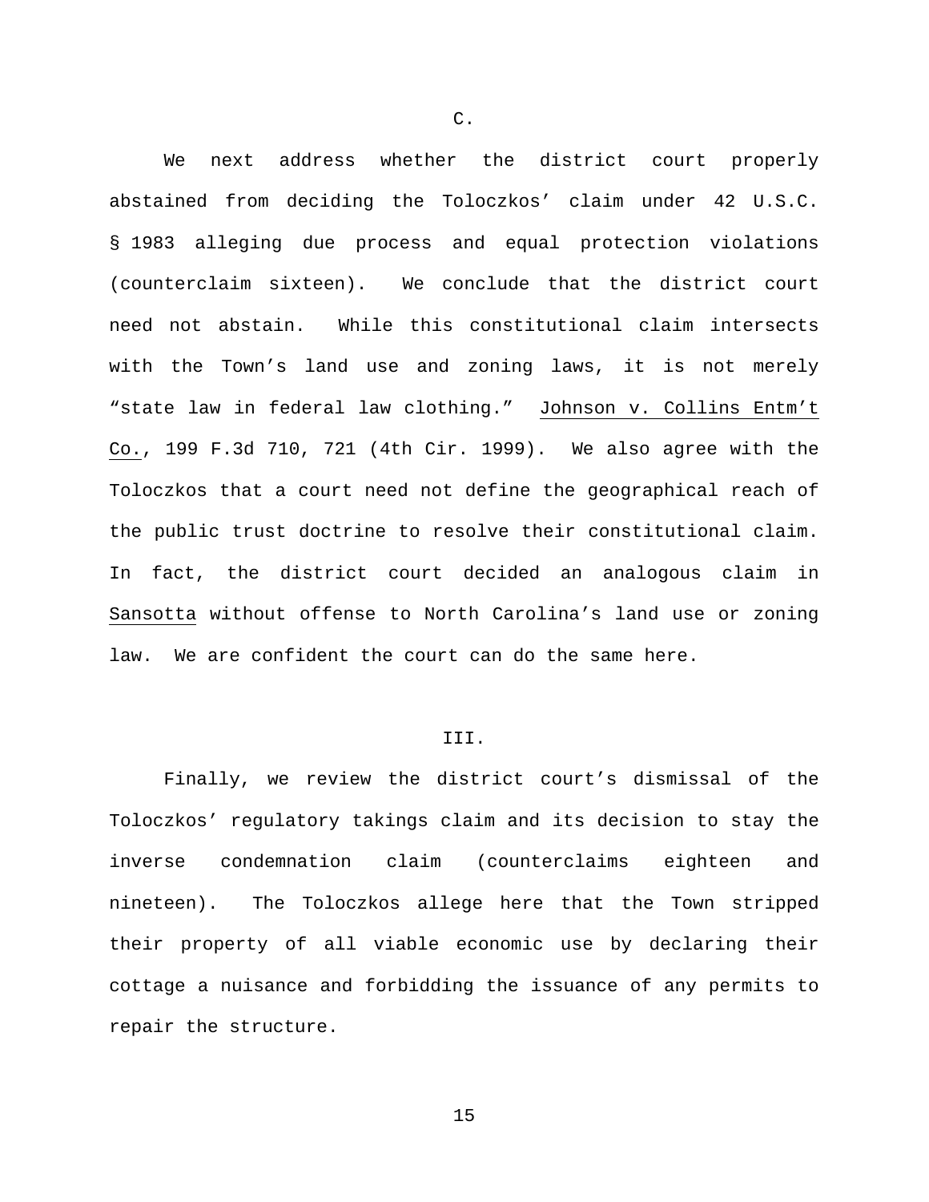C.

We next address whether the district court properly abstained from deciding the Toloczkos' claim under 42 U.S.C. § 1983 alleging due process and equal protection violations (counterclaim sixteen). We conclude that the district court need not abstain. While this constitutional claim intersects with the Town's land use and zoning laws, it is not merely "state law in federal law clothing." Johnson v. Collins Entm't Co., 199 F.3d 710, 721 (4th Cir. 1999). We also agree with the Toloczkos that a court need not define the geographical reach of the public trust doctrine to resolve their constitutional claim. In fact, the district court decided an analogous claim in Sansotta without offense to North Carolina's land use or zoning law. We are confident the court can do the same here.

III.

Finally, we review the district court's dismissal of the Toloczkos' regulatory takings claim and its decision to stay the inverse condemnation claim (counterclaims eighteen and nineteen). The Toloczkos allege here that the Town stripped their property of all viable economic use by declaring their cottage a nuisance and forbidding the issuance of any permits to repair the structure.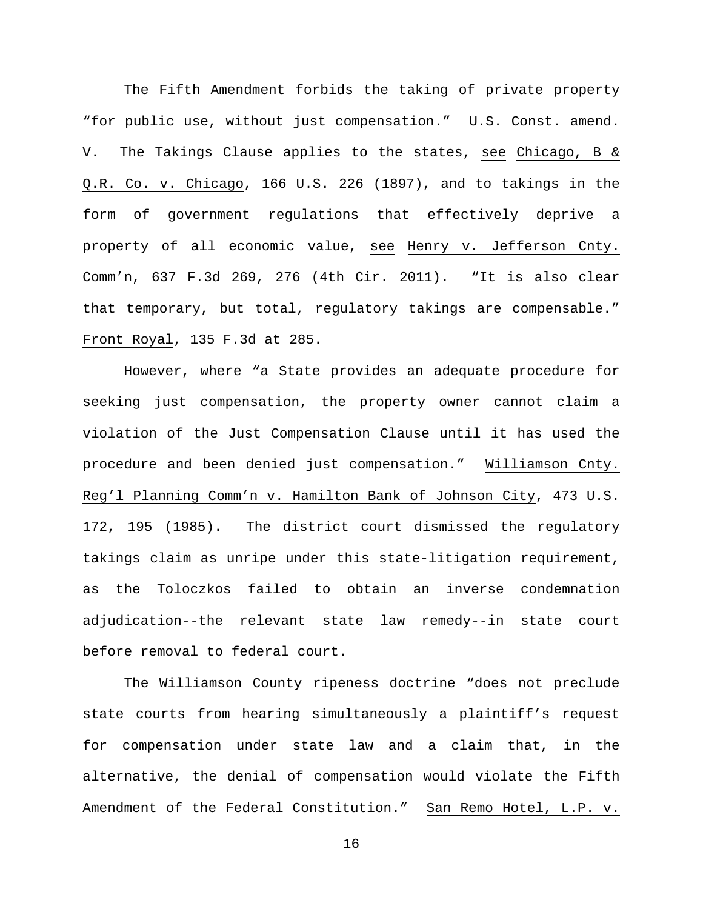The Fifth Amendment forbids the taking of private property "for public use, without just compensation." U.S. Const. amend. V. The Takings Clause applies to the states, see Chicago, B & Q.R. Co. v. Chicago, 166 U.S. 226 (1897), and to takings in the form of government regulations that effectively deprive a property of all economic value, see Henry v. Jefferson Cnty. Comm'n, 637 F.3d 269, 276 (4th Cir. 2011). "It is also clear that temporary, but total, regulatory takings are compensable." Front Royal, 135 F.3d at 285.

However, where "a State provides an adequate procedure for seeking just compensation, the property owner cannot claim a violation of the Just Compensation Clause until it has used the procedure and been denied just compensation." Williamson Cnty. Reg'l Planning Comm'n v. Hamilton Bank of Johnson City, 473 U.S. 172, 195 (1985). The district court dismissed the regulatory takings claim as unripe under this state-litigation requirement, as the Toloczkos failed to obtain an inverse condemnation adjudication--the relevant state law remedy--in state court before removal to federal court.

The Williamson County ripeness doctrine "does not preclude state courts from hearing simultaneously a plaintiff's request for compensation under state law and a claim that, in the alternative, the denial of compensation would violate the Fifth Amendment of the Federal Constitution." San Remo Hotel, L.P. v.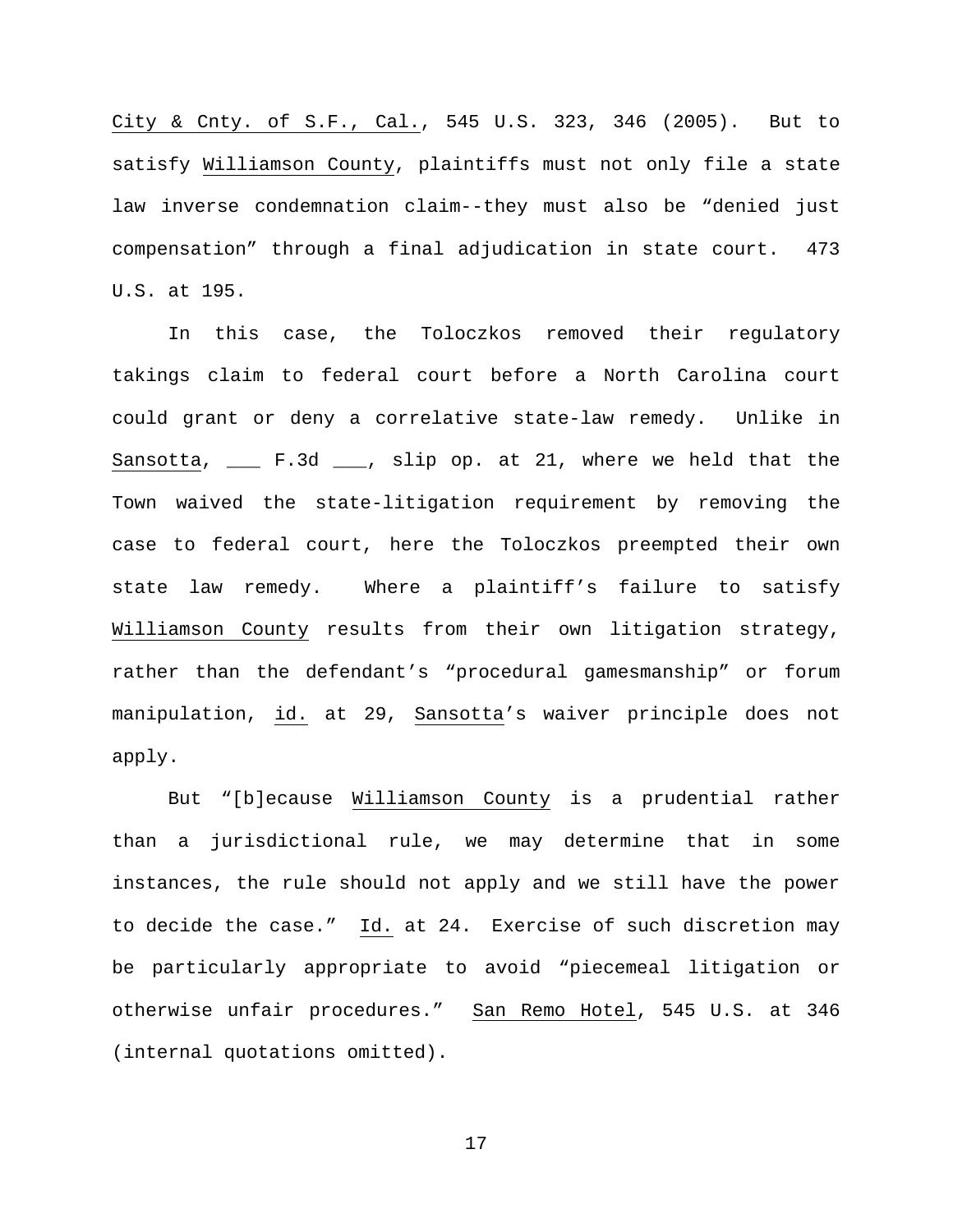City & Cnty. of S.F., Cal., 545 U.S. 323, 346 (2005). But to satisfy Williamson County, plaintiffs must not only file a state law inverse condemnation claim--they must also be "denied just compensation" through a final adjudication in state court. 473 U.S. at 195.

In this case, the Toloczkos removed their regulatory takings claim to federal court before a North Carolina court could grant or deny a correlative state-law remedy. Unlike in Sansotta, ___ F.3d ___, slip op. at 21, where we held that the Town waived the state-litigation requirement by removing the case to federal court, here the Toloczkos preempted their own state law remedy. Where a plaintiff's failure to satisfy Williamson County results from their own litigation strategy, rather than the defendant's "procedural gamesmanship" or forum manipulation, id. at 29, Sansotta's waiver principle does not apply.

But "[b]ecause Williamson County is a prudential rather than a jurisdictional rule, we may determine that in some instances, the rule should not apply and we still have the power to decide the case." Id. at 24. Exercise of such discretion may be particularly appropriate to avoid "piecemeal litigation or otherwise unfair procedures." San Remo Hotel, 545 U.S. at 346 (internal quotations omitted).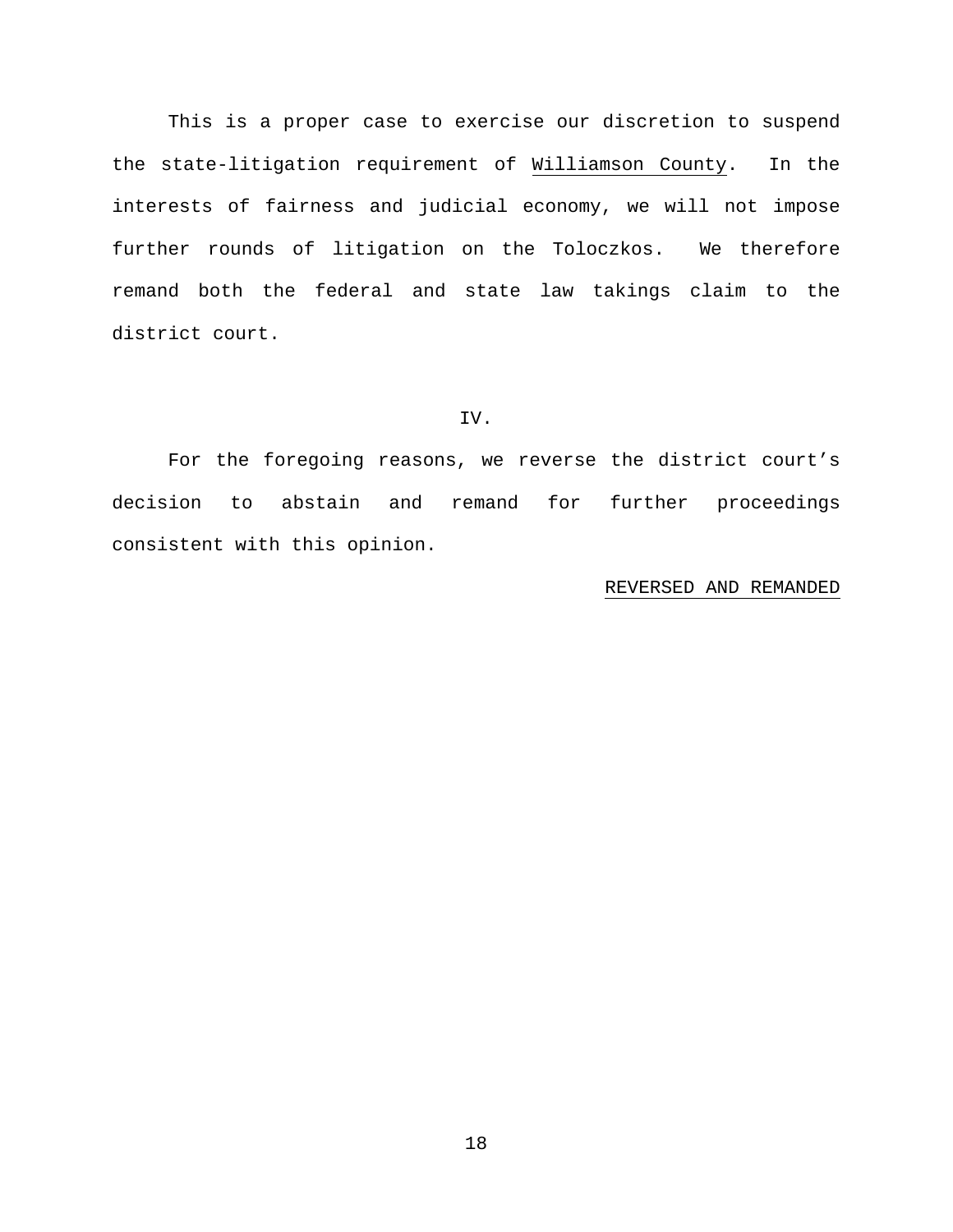This is a proper case to exercise our discretion to suspend the state-litigation requirement of Williamson County. In the interests of fairness and judicial economy, we will not impose further rounds of litigation on the Toloczkos. We therefore remand both the federal and state law takings claim to the district court.

IV.

For the foregoing reasons, we reverse the district court's decision to abstain and remand for further proceedings consistent with this opinion.

REVERSED AND REMANDED